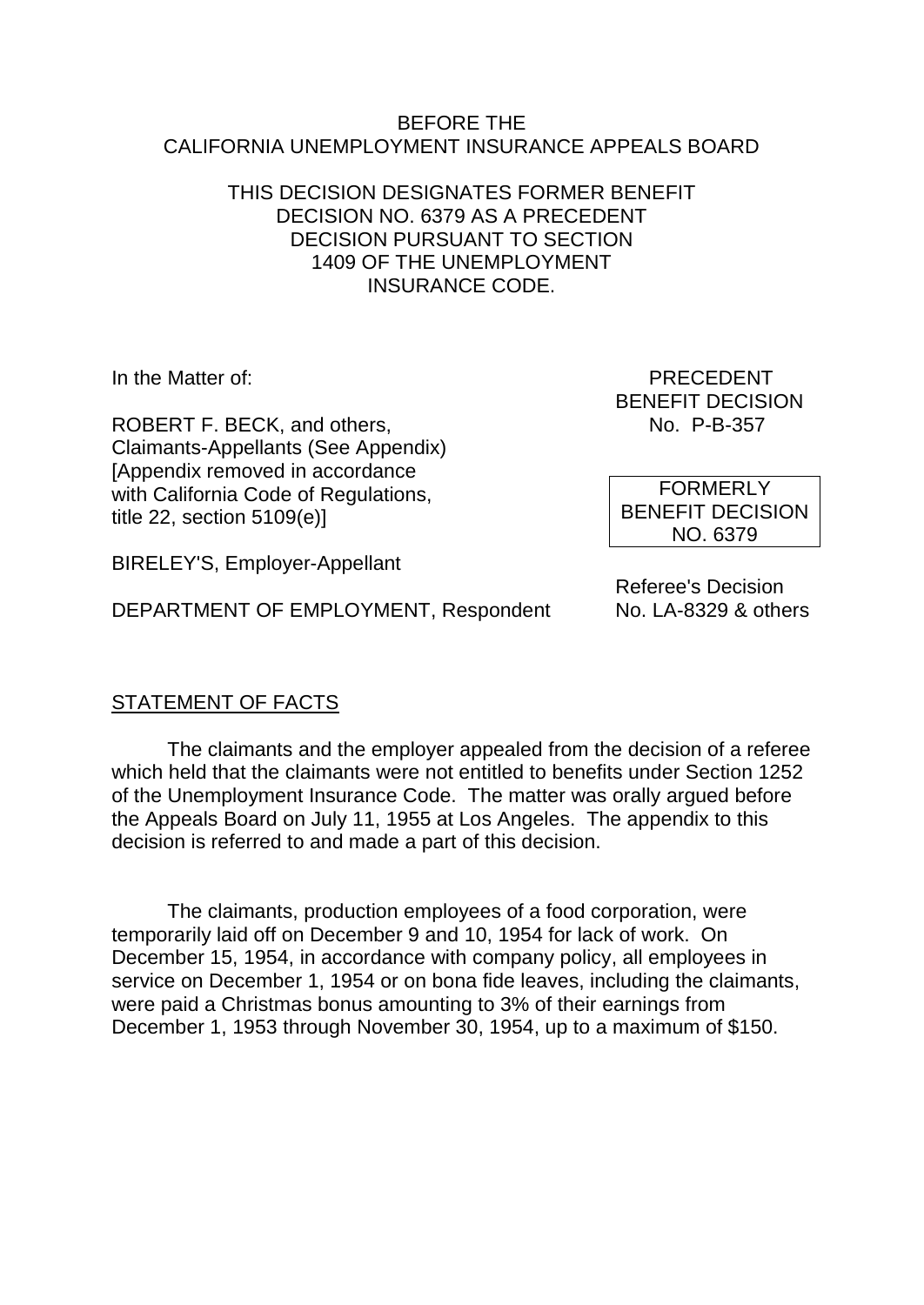BEFORE THE
CALIFORNIA UNEMPLOYMENT INSURANCE APPEALS BOARD

THIS DECISION DESIGNATES FORMER BENEFIT DECISION NO. 6379 AS A PRECEDENT DECISION PURSUANT TO SECTION 1409 OF THE UNEMPLOYMENT INSURANCE CODE.

In the Matter of:

ROBERT F. BECK, and others,
Claimants-Appellants (See Appendix)
[Appendix removed in accordance with California Code of Regulations, title 22, section 5109(e)]

BIRELEY'S, Employer-Appellant

DEPARTMENT OF EMPLOYMENT, Respondent

PRECEDENT
BENEFIT DECISION
No. P-B-357

FORMERLY
BENEFIT DECISION
NO. 6379

Referee's Decision
No. LA-8329 & others

## STATEMENT OF FACTS

The claimants and the employer appealed from the decision of a referee which held that the claimants were not entitled to benefits under Section 1252 of the Unemployment Insurance Code. The matter was orally argued before the Appeals Board on July 11, 1955 at Los Angeles. The appendix to this decision is referred to and made a part of this decision.

The claimants, production employees of a food corporation, were temporarily laid off on December 9 and 10, 1954 for lack of work. On December 15, 1954, in accordance with company policy, all employees in service on December 1, 1954 or on bona fide leaves, including the claimants, were paid a Christmas bonus amounting to 3% of their earnings from December 1, 1953 through November 30, 1954, up to a maximum of $150.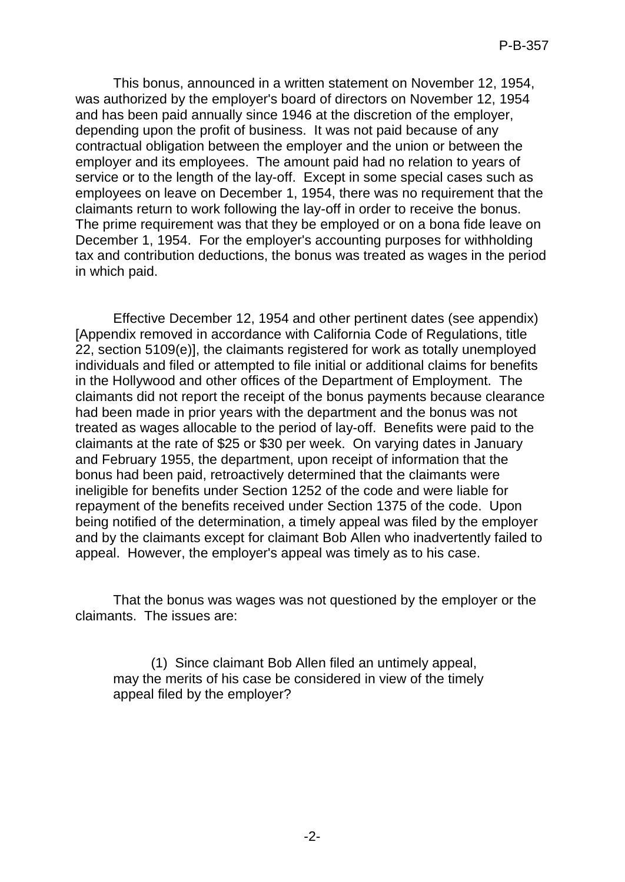This bonus, announced in a written statement on November 12, 1954, was authorized by the employer's board of directors on November 12, 1954 and has been paid annually since 1946 at the discretion of the employer, depending upon the profit of business. It was not paid because of any contractual obligation between the employer and the union or between the employer and its employees. The amount paid had no relation to years of service or to the length of the lay-off. Except in some special cases such as employees on leave on December 1, 1954, there was no requirement that the claimants return to work following the lay-off in order to receive the bonus. The prime requirement was that they be employed or on a bona fide leave on December 1, 1954. For the employer's accounting purposes for withholding tax and contribution deductions, the bonus was treated as wages in the period in which paid.

Effective December 12, 1954 and other pertinent dates (see appendix) [Appendix removed in accordance with California Code of Regulations, title 22, section 5109(e)], the claimants registered for work as totally unemployed individuals and filed or attempted to file initial or additional claims for benefits in the Hollywood and other offices of the Department of Employment. The claimants did not report the receipt of the bonus payments because clearance had been made in prior years with the department and the bonus was not treated as wages allocable to the period of lay-off. Benefits were paid to the claimants at the rate of $25 or $30 per week. On varying dates in January and February 1955, the department, upon receipt of information that the bonus had been paid, retroactively determined that the claimants were ineligible for benefits under Section 1252 of the code and were liable for repayment of the benefits received under Section 1375 of the code. Upon being notified of the determination, a timely appeal was filed by the employer and by the claimants except for claimant Bob Allen who inadvertently failed to appeal. However, the employer's appeal was timely as to his case.

That the bonus was wages was not questioned by the employer or the claimants. The issues are:

(1) Since claimant Bob Allen filed an untimely appeal, may the merits of his case be considered in view of the timely appeal filed by the employer?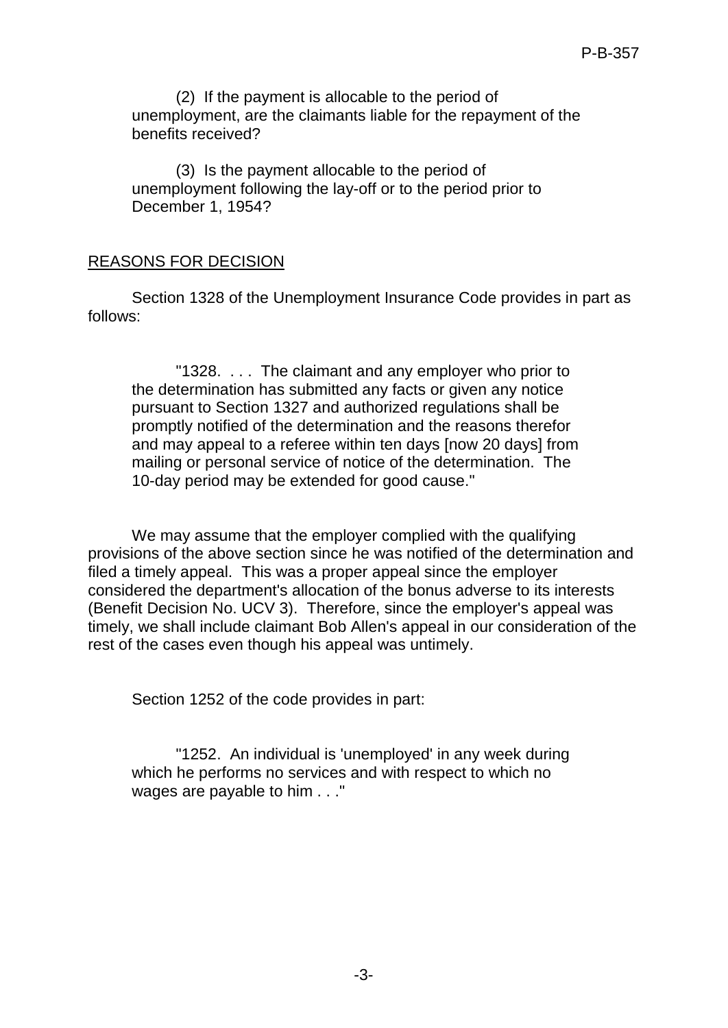(2) If the payment is allocable to the period of unemployment, are the claimants liable for the repayment of the benefits received?

(3) Is the payment allocable to the period of unemployment following the lay-off or to the period prior to December 1, 1954?

## REASONS FOR DECISION

Section 1328 of the Unemployment Insurance Code provides in part as follows:

> "1328. . . . The claimant and any employer who prior to the determination has submitted any facts or given any notice pursuant to Section 1327 and authorized regulations shall be promptly notified of the determination and the reasons therefor and may appeal to a referee within ten days [now 20 days] from mailing or personal service of notice of the determination. The 10-day period may be extended for good cause."

We may assume that the employer complied with the qualifying provisions of the above section since he was notified of the determination and filed a timely appeal. This was a proper appeal since the employer considered the department's allocation of the bonus adverse to its interests (Benefit Decision No. UCV 3). Therefore, since the employer's appeal was timely, we shall include claimant Bob Allen's appeal in our consideration of the rest of the cases even though his appeal was untimely.

Section 1252 of the code provides in part:

> "1252. An individual is 'unemployed' in any week during which he performs no services and with respect to which no wages are payable to him . . ."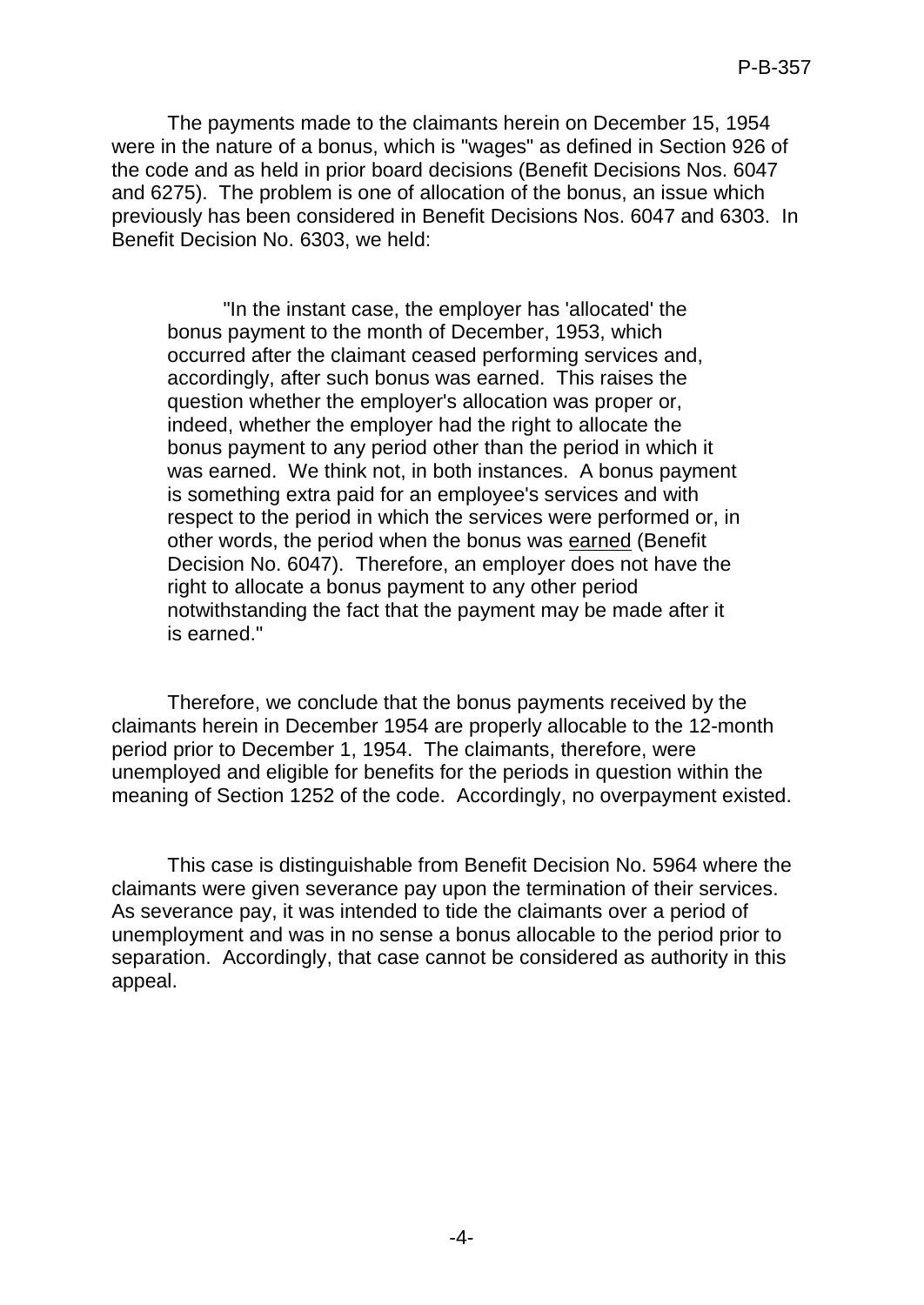The payments made to the claimants herein on December 15, 1954 were in the nature of a bonus, which is "wages" as defined in Section 926 of the code and as held in prior board decisions (Benefit Decisions Nos. 6047 and 6275). The problem is one of allocation of the bonus, an issue which previously has been considered in Benefit Decisions Nos. 6047 and 6303. In Benefit Decision No. 6303, we held:

> "In the instant case, the employer has 'allocated' the bonus payment to the month of December, 1953, which occurred after the claimant ceased performing services and, accordingly, after such bonus was earned. This raises the question whether the employer's allocation was proper or, indeed, whether the employer had the right to allocate the bonus payment to any period other than the period in which it was earned. We think not, in both instances. A bonus payment is something extra paid for an employee's services and with respect to the period in which the services were performed or, in other words, the period when the bonus was <u>earned</u> (Benefit Decision No. 6047). Therefore, an employer does not have the right to allocate a bonus payment to any other period notwithstanding the fact that the payment may be made after it is earned."

Therefore, we conclude that the bonus payments received by the claimants herein in December 1954 are properly allocable to the 12-month period prior to December 1, 1954. The claimants, therefore, were unemployed and eligible for benefits for the periods in question within the meaning of Section 1252 of the code. Accordingly, no overpayment existed.

This case is distinguishable from Benefit Decision No. 5964 where the claimants were given severance pay upon the termination of their services. As severance pay, it was intended to tide the claimants over a period of unemployment and was in no sense a bonus allocable to the period prior to separation. Accordingly, that case cannot be considered as authority in this appeal.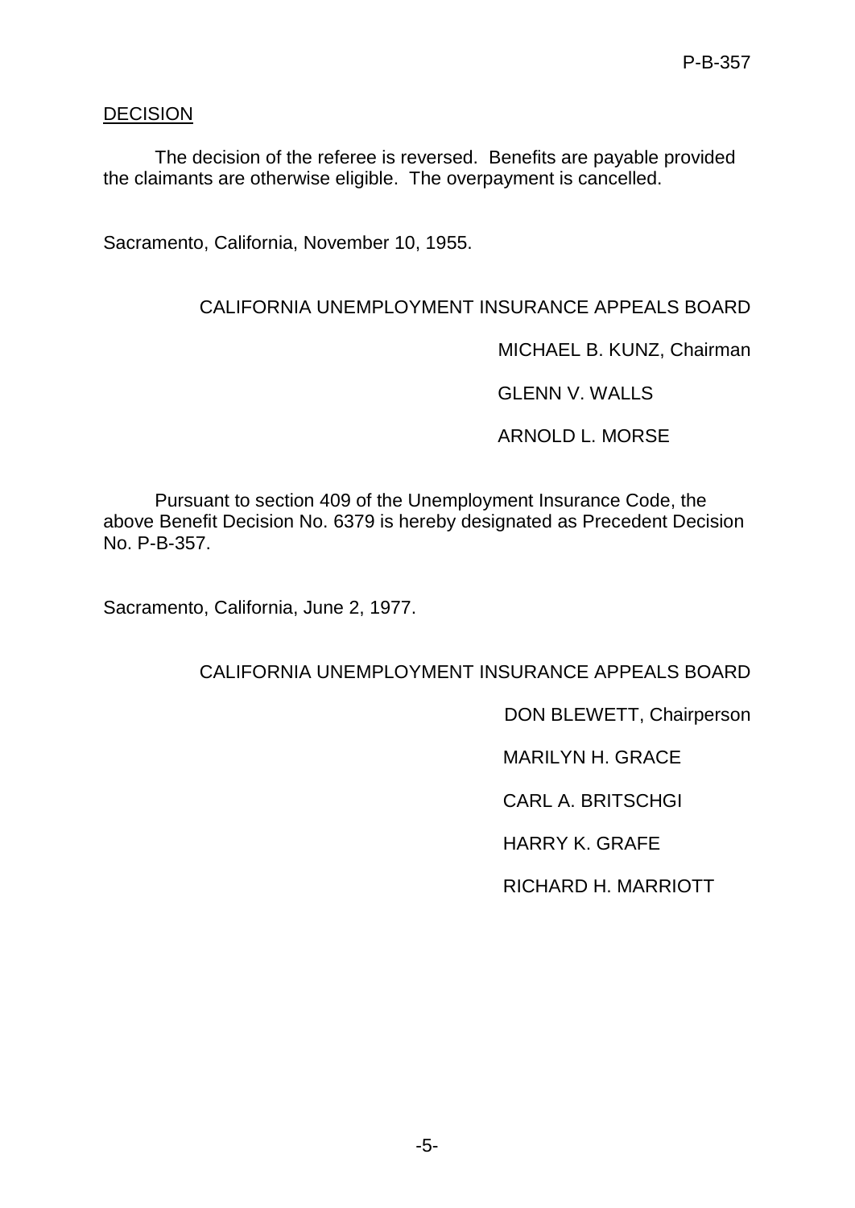DECISION

The decision of the referee is reversed. Benefits are payable provided the claimants are otherwise eligible. The overpayment is cancelled.

Sacramento, California, November 10, 1955.

CALIFORNIA UNEMPLOYMENT INSURANCE APPEALS BOARD

MICHAEL B. KUNZ, Chairman

GLENN V. WALLS

ARNOLD L. MORSE

Pursuant to section 409 of the Unemployment Insurance Code, the above Benefit Decision No. 6379 is hereby designated as Precedent Decision No. P-B-357.

Sacramento, California, June 2, 1977.

CALIFORNIA UNEMPLOYMENT INSURANCE APPEALS BOARD

DON BLEWETT, Chairperson

MARILYN H. GRACE

CARL A. BRITSCHGI

HARRY K. GRAFE

RICHARD H. MARRIOTT